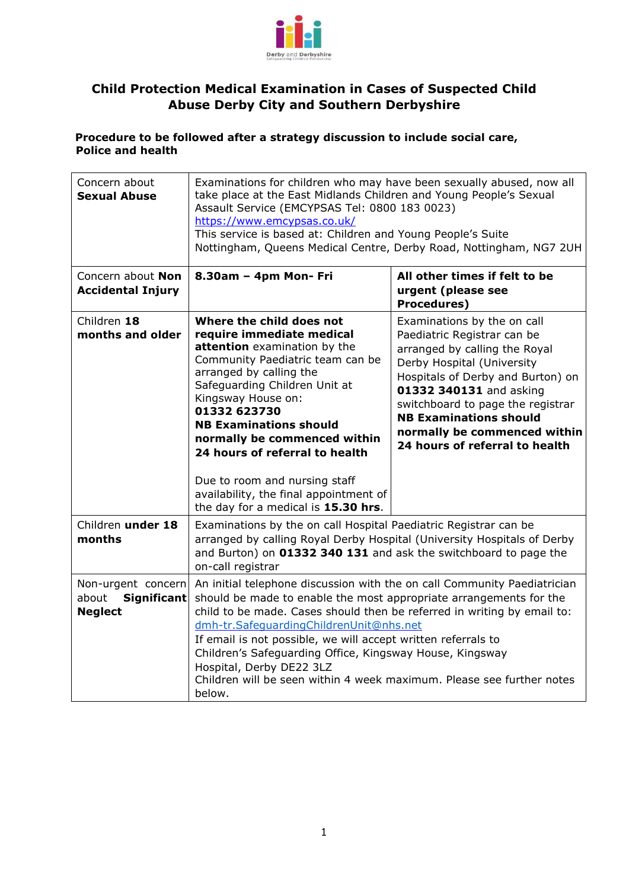Derby and Derbyshire Safeguarding Children Partnership

# Child Protection Medical Examination in Cases of Suspected Child Abuse Derby City and Southern Derbyshire

**Procedure to be followed after a strategy discussion to include social care, Police and health**

| | | |
|---|---|---|
| Concern about **Sexual Abuse** | Examinations for children who may have been sexually abused, now all take place at the East Midlands Children and Young People's Sexual Assault Service (EMCYPSAS Tel: 0800 183 0023) https://www.emcypsas.co.uk/ This service is based at: Children and Young People's Suite Nottingham, Queens Medical Centre, Derby Road, Nottingham, NG7 2UH | |
| Concern about **Non Accidental Injury** | **8.30am – 4pm Mon- Fri** | **All other times if felt to be urgent (please see Procedures)** |
| Children **18 months and older** | **Where the child does not require immediate medical attention** examination by the Community Paediatric team can be arranged by calling the Safeguarding Children Unit at Kingsway House on: **01332 623730** **NB Examinations should normally be commenced within 24 hours of referral to health** <br><br> Due to room and nursing staff availability, the final appointment of the day for a medical is **15.30 hrs**. | Examinations by the on call Paediatric Registrar can be arranged by calling the Royal Derby Hospital (University Hospitals of Derby and Burton) on **01332 340131** and asking switchboard to page the registrar **NB Examinations should normally be commenced within 24 hours of referral to health** |
| Children **under 18 months** | Examinations by the on call Hospital Paediatric Registrar can be arranged by calling Royal Derby Hospital (University Hospitals of Derby and Burton) on **01332 340 131** and ask the switchboard to page the on-call registrar | |
| Non-urgent concern about **Significant Neglect** | An initial telephone discussion with the on call Community Paediatrician should be made to enable the most appropriate arrangements for the child to be made. Cases should then be referred in writing by email to: dmh-tr.SafeguardingChildrenUnit@nhs.net If email is not possible, we will accept written referrals to Children's Safeguarding Office, Kingsway House, Kingsway Hospital, Derby DE22 3LZ Children will be seen within 4 week maximum. Please see further notes below. | |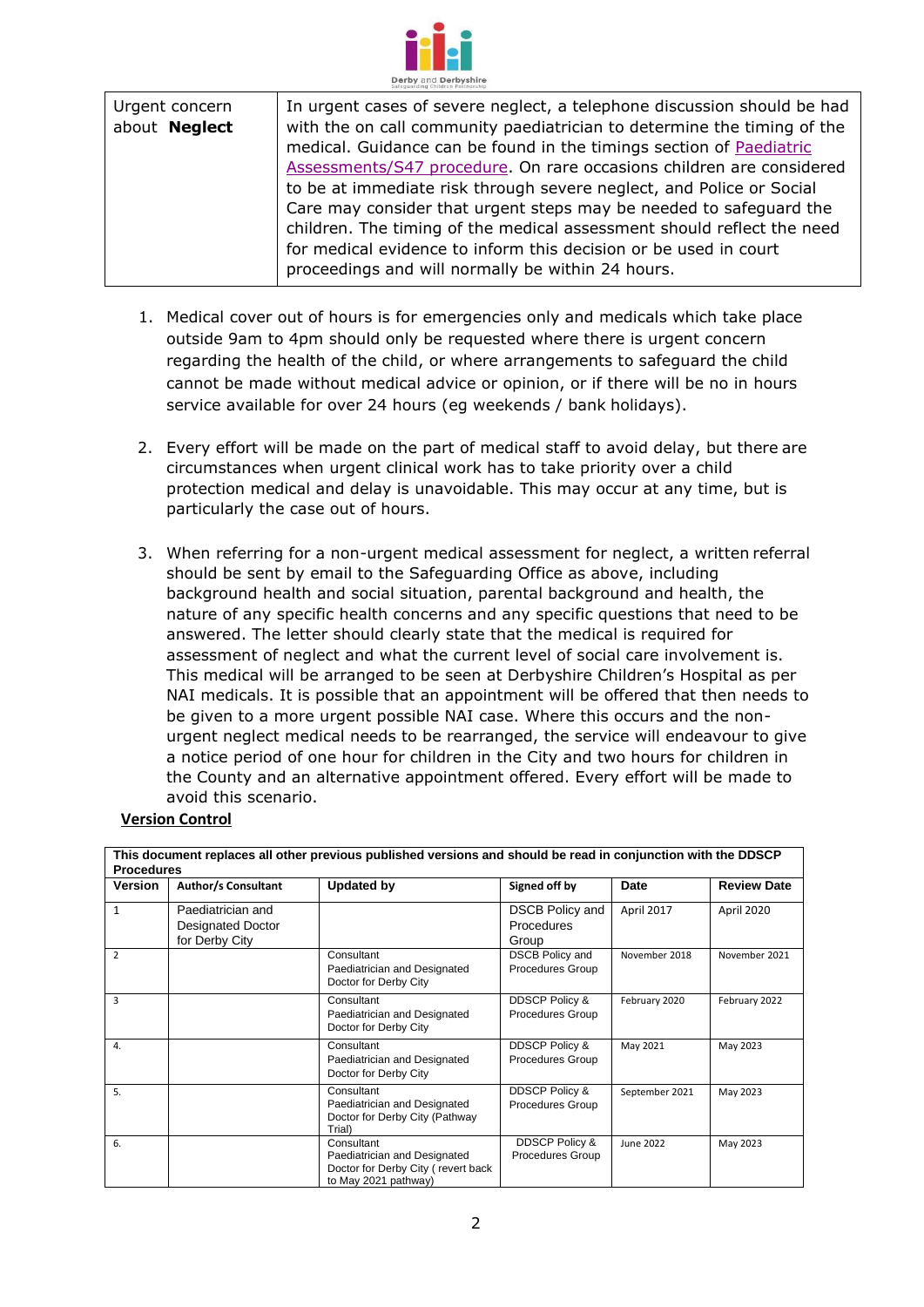| | |
|---|---|
| Urgent concern about **Neglect** | In urgent cases of severe neglect, a telephone discussion should be had with the on call community paediatrician to determine the timing of the medical. Guidance can be found in the timings section of Paediatric Assessments/S47 procedure. On rare occasions children are considered to be at immediate risk through severe neglect, and Police or Social Care may consider that urgent steps may be needed to safeguard the children. The timing of the medical assessment should reflect the need for medical evidence to inform this decision or be used in court proceedings and will normally be within 24 hours. |

1. Medical cover out of hours is for emergencies only and medicals which take place outside 9am to 4pm should only be requested where there is urgent concern regarding the health of the child, or where arrangements to safeguard the child cannot be made without medical advice or opinion, or if there will be no in hours service available for over 24 hours (eg weekends / bank holidays).

2. Every effort will be made on the part of medical staff to avoid delay, but there are circumstances when urgent clinical work has to take priority over a child protection medical and delay is unavoidable. This may occur at any time, but is particularly the case out of hours.

3. When referring for a non-urgent medical assessment for neglect, a written referral should be sent by email to the Safeguarding Office as above, including background health and social situation, parental background and health, the nature of any specific health concerns and any specific questions that need to be answered. The letter should clearly state that the medical is required for assessment of neglect and what the current level of social care involvement is. This medical will be arranged to be seen at Derbyshire Children's Hospital as per NAI medicals. It is possible that an appointment will be offered that then needs to be given to a more urgent possible NAI case. Where this occurs and the non-urgent neglect medical needs to be rearranged, the service will endeavour to give a notice period of one hour for children in the City and two hours for children in the County and an alternative appointment offered. Every effort will be made to avoid this scenario.

**Version Control**

**This document replaces all other previous published versions and should be read in conjunction with the DDSCP Procedures**

| Version | Author/s Consultant | Updated by | Signed off by | Date | Review Date |
|---|---|---|---|---|---|
| 1 | Paediatrician and Designated Doctor for Derby City | | DSCB Policy and Procedures Group | April 2017 | April 2020 |
| 2 | | Consultant Paediatrician and Designated Doctor for Derby City | DSCB Policy and Procedures Group | November 2018 | November 2021 |
| 3 | | Consultant Paediatrician and Designated Doctor for Derby City | DDSCP Policy & Procedures Group | February 2020 | February 2022 |
| 4. | | Consultant Paediatrician and Designated Doctor for Derby City | DDSCP Policy & Procedures Group | May 2021 | May 2023 |
| 5. | | Consultant Paediatrician and Designated Doctor for Derby City (Pathway Trial) | DDSCP Policy & Procedures Group | September 2021 | May 2023 |
| 6. | | Consultant Paediatrician and Designated Doctor for Derby City ( revert back to May 2021 pathway) | DDSCP Policy & Procedures Group | June 2022 | May 2023 |